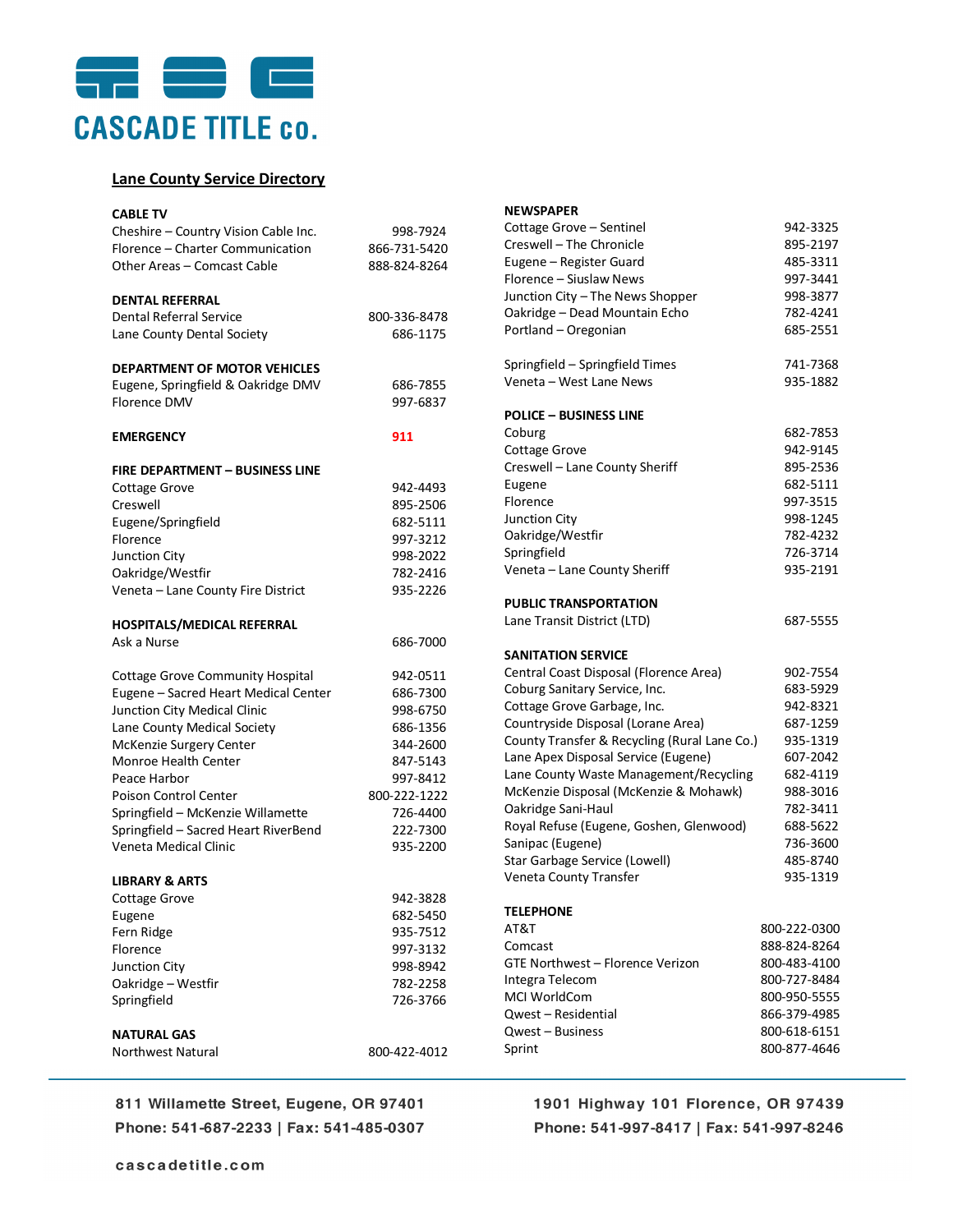# CASCADE TITLE co.

## Lane County Service Directory

**CABLE TV**

| | |
|---|---|
| Cheshire – Country Vision Cable Inc. | 998-7924 |
| Florence – Charter Communication | 866-731-5420 |
| Other Areas – Comcast Cable | 888-824-8264 |

**DENTAL REFERRAL**

| | |
|---|---|
| Dental Referral Service | 800-336-8478 |
| Lane County Dental Society | 686-1175 |

**DEPARTMENT OF MOTOR VEHICLES**

| | |
|---|---|
| Eugene, Springfield & Oakridge DMV | 686-7855 |
| Florence DMV | 997-6837 |

**EMERGENCY** 911

**FIRE DEPARTMENT – BUSINESS LINE**

| | |
|---|---|
| Cottage Grove | 942-4493 |
| Creswell | 895-2506 |
| Eugene/Springfield | 682-5111 |
| Florence | 997-3212 |
| Junction City | 998-2022 |
| Oakridge/Westfir | 782-2416 |
| Veneta – Lane County Fire District | 935-2226 |

**HOSPITALS/MEDICAL REFERRAL**

| | |
|---|---|
| Ask a Nurse | 686-7000 |
| Cottage Grove Community Hospital | 942-0511 |
| Eugene – Sacred Heart Medical Center | 686-7300 |
| Junction City Medical Clinic | 998-6750 |
| Lane County Medical Society | 686-1356 |
| McKenzie Surgery Center | 344-2600 |
| Monroe Health Center | 847-5143 |
| Peace Harbor | 997-8412 |
| Poison Control Center | 800-222-1222 |
| Springfield – McKenzie Willamette | 726-4400 |
| Springfield – Sacred Heart RiverBend | 222-7300 |
| Veneta Medical Clinic | 935-2200 |

**LIBRARY & ARTS**

| | |
|---|---|
| Cottage Grove | 942-3828 |
| Eugene | 682-5450 |
| Fern Ridge | 935-7512 |
| Florence | 997-3132 |
| Junction City | 998-8942 |
| Oakridge – Westfir | 782-2258 |
| Springfield | 726-3766 |

**NATURAL GAS**

| | |
|---|---|
| Northwest Natural | 800-422-4012 |

**NEWSPAPER**

| | |
|---|---|
| Cottage Grove – Sentinel | 942-3325 |
| Creswell – The Chronicle | 895-2197 |
| Eugene – Register Guard | 485-3311 |
| Florence – Siuslaw News | 997-3441 |
| Junction City – The News Shopper | 998-3877 |
| Oakridge – Dead Mountain Echo | 782-4241 |
| Portland – Oregonian | 685-2551 |
| Springfield – Springfield Times | 741-7368 |
| Veneta – West Lane News | 935-1882 |

**POLICE – BUSINESS LINE**

| | |
|---|---|
| Coburg | 682-7853 |
| Cottage Grove | 942-9145 |
| Creswell – Lane County Sheriff | 895-2536 |
| Eugene | 682-5111 |
| Florence | 997-3515 |
| Junction City | 998-1245 |
| Oakridge/Westfir | 782-4232 |
| Springfield | 726-3714 |
| Veneta – Lane County Sheriff | 935-2191 |

**PUBLIC TRANSPORTATION**

| | |
|---|---|
| Lane Transit District (LTD) | 687-5555 |

**SANITATION SERVICE**

| | |
|---|---|
| Central Coast Disposal (Florence Area) | 902-7554 |
| Coburg Sanitary Service, Inc. | 683-5929 |
| Cottage Grove Garbage, Inc. | 942-8321 |
| Countryside Disposal (Lorane Area) | 687-1259 |
| County Transfer & Recycling (Rural Lane Co.) | 935-1319 |
| Lane Apex Disposal Service (Eugene) | 607-2042 |
| Lane County Waste Management/Recycling | 682-4119 |
| McKenzie Disposal (McKenzie & Mohawk) | 988-3016 |
| Oakridge Sani-Haul | 782-3411 |
| Royal Refuse (Eugene, Goshen, Glenwood) | 688-5622 |
| Sanipac (Eugene) | 736-3600 |
| Star Garbage Service (Lowell) | 485-8740 |
| Veneta County Transfer | 935-1319 |

**TELEPHONE**

| | |
|---|---|
| AT&T | 800-222-0300 |
| Comcast | 888-824-8264 |
| GTE Northwest – Florence Verizon | 800-483-4100 |
| Integra Telecom | 800-727-8484 |
| MCI WorldCom | 800-950-5555 |
| Qwest – Residential | 866-379-4985 |
| Qwest – Business | 800-618-6151 |
| Sprint | 800-877-4646 |

811 Willamette Street, Eugene, OR 97401
Phone: 541-687-2233 | Fax: 541-485-0307

1901 Highway 101 Florence, OR 97439
Phone: 541-997-8417 | Fax: 541-997-8246

cascadetitle.com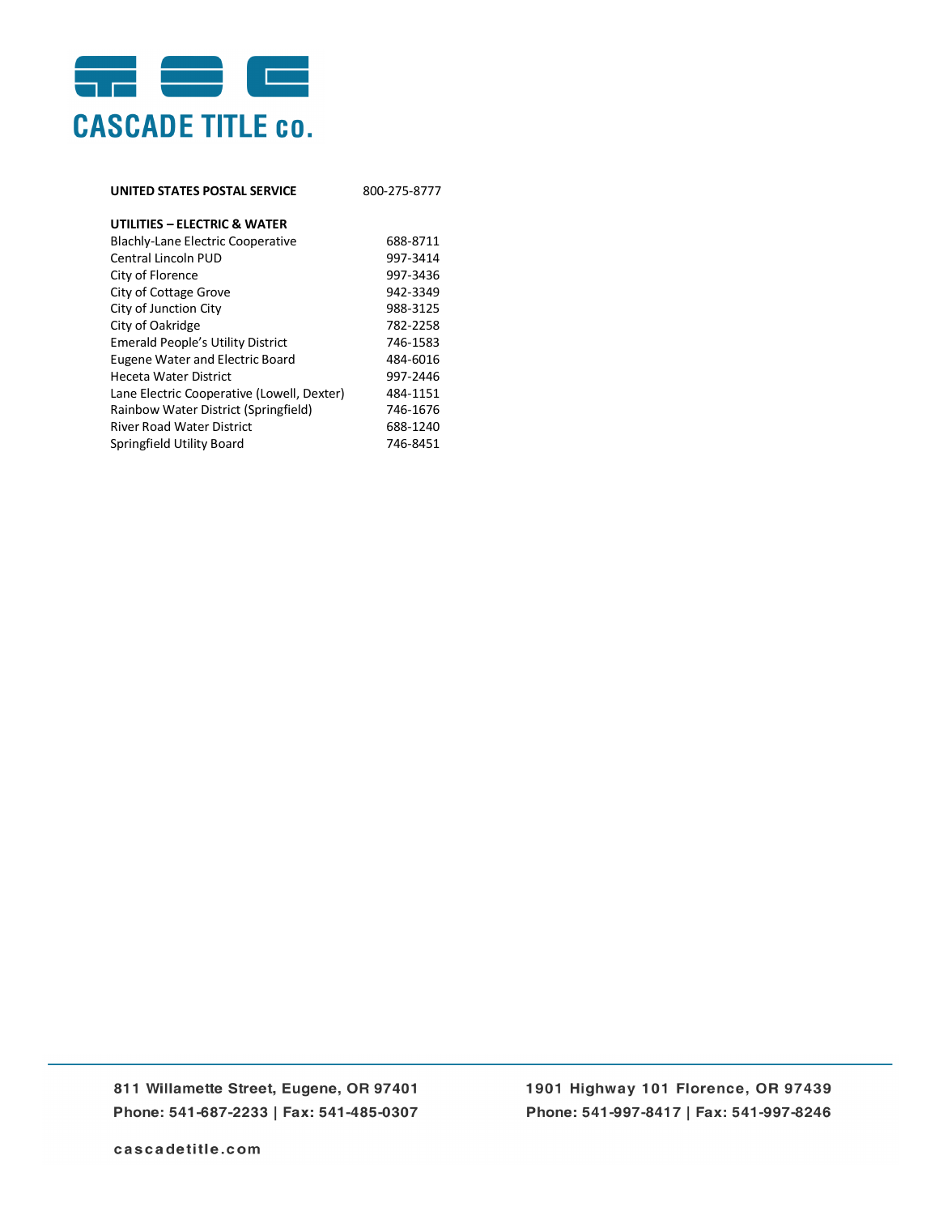**CASCADE TITLE co.**

| | |
|---|---|
| **UNITED STATES POSTAL SERVICE** | 800-275-8777 |

**UTILITIES – ELECTRIC & WATER**

| | |
|---|---|
| Blachly-Lane Electric Cooperative | 688-8711 |
| Central Lincoln PUD | 997-3414 |
| City of Florence | 997-3436 |
| City of Cottage Grove | 942-3349 |
| City of Junction City | 988-3125 |
| City of Oakridge | 782-2258 |
| Emerald People's Utility District | 746-1583 |
| Eugene Water and Electric Board | 484-6016 |
| Heceta Water District | 997-2446 |
| Lane Electric Cooperative (Lowell, Dexter) | 484-1151 |
| Rainbow Water District (Springfield) | 746-1676 |
| River Road Water District | 688-1240 |
| Springfield Utility Board | 746-8451 |

811 Willamette Street, Eugene, OR 97401
Phone: 541-687-2233 | Fax: 541-485-0307

1901 Highway 101 Florence, OR 97439
Phone: 541-997-8417 | Fax: 541-997-8246

cascadetitle.com